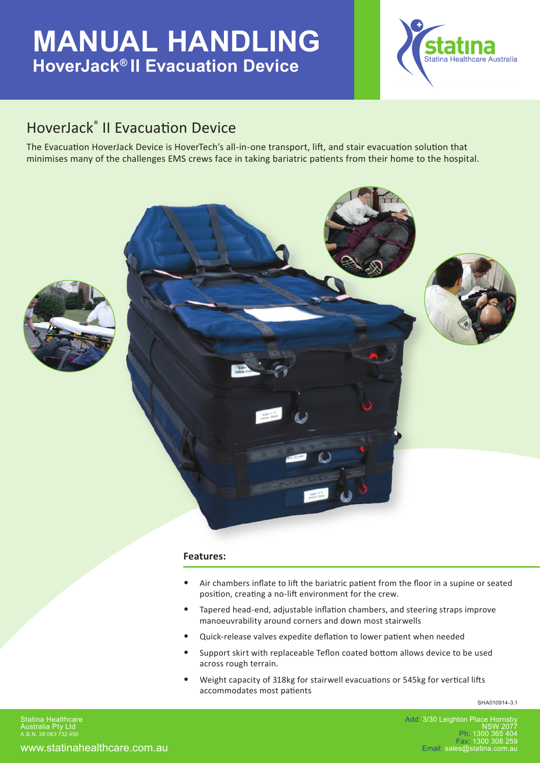# MANUAL HANDLING

## HoverJack® II Evacuation Device

statina
Statina Healthcare Australia

## HoverJack® II Evacuation Device

The Evacuation HoverJack Device is HoverTech's all-in-one transport, lift, and stair evacuation solution that minimises many of the challenges EMS crews face in taking bariatric patients from their home to the hospital.

### Features:

- Air chambers inflate to lift the bariatric patient from the floor in a supine or seated position, creating a no-lift environment for the crew.
- Tapered head-end, adjustable inflation chambers, and steering straps improve manoeuvrability around corners and down most stairwells
- Quick-release valves expedite deflation to lower patient when needed
- Support skirt with replaceable Teflon coated bottom allows device to be used across rough terrain.
- Weight capacity of 318kg for stairwell evacuations or 545kg for vertical lifts accommodates most patients

SHA010914-3.1

Statina Healthcare Australia Pty Ltd
A.B.N. 38 083 732 450

www.statinahealthcare.com.au

Add: 3/30 Leighton Place Hornsby NSW 2077
Ph: 1300 365 404
Fax: 1300 308 259
Email: sales@statina.com.au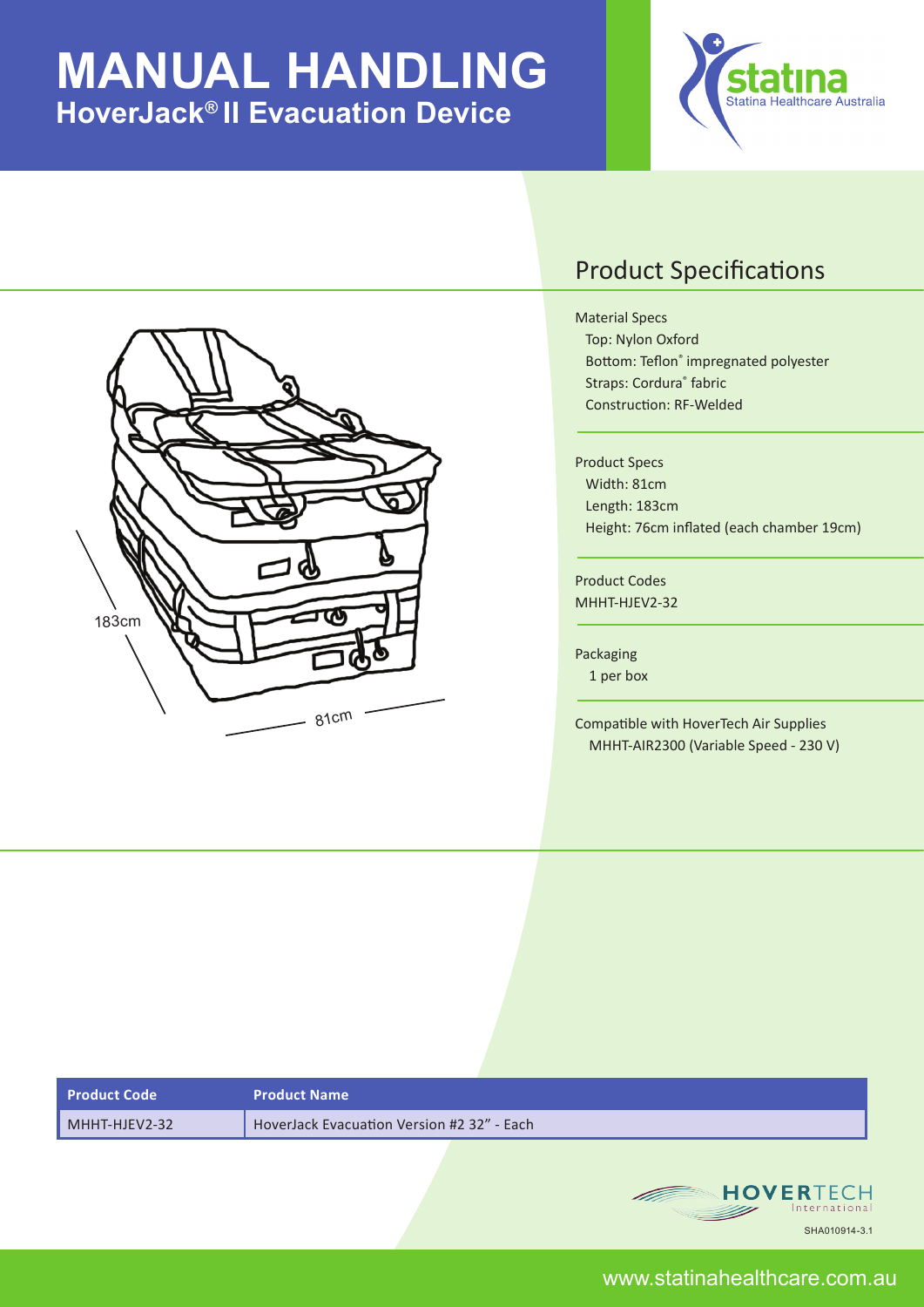# MANUAL HANDLING

## HoverJack® II Evacuation Device

statina
Statina Healthcare Australia

183cm

81cm

## Product Specifications

Material Specs
- Top: Nylon Oxford
- Bottom: Teflon® impregnated polyester
- Straps: Cordura® fabric
- Construction: RF-Welded

Product Specs
- Width: 81cm
- Length: 183cm
- Height: 76cm inflated (each chamber 19cm)

Product Codes
MHHT-HJEV2-32

Packaging
- 1 per box

Compatible with HoverTech Air Supplies
- MHHT-AIR2300 (Variable Speed - 230 V)

| Product Code | Product Name |
|---|---|
| MHHT-HJEV2-32 | HoverJack Evacuation Version #2 32” - Each |

HOVERTECH International

SHA010914-3.1

www.statinahealthcare.com.au